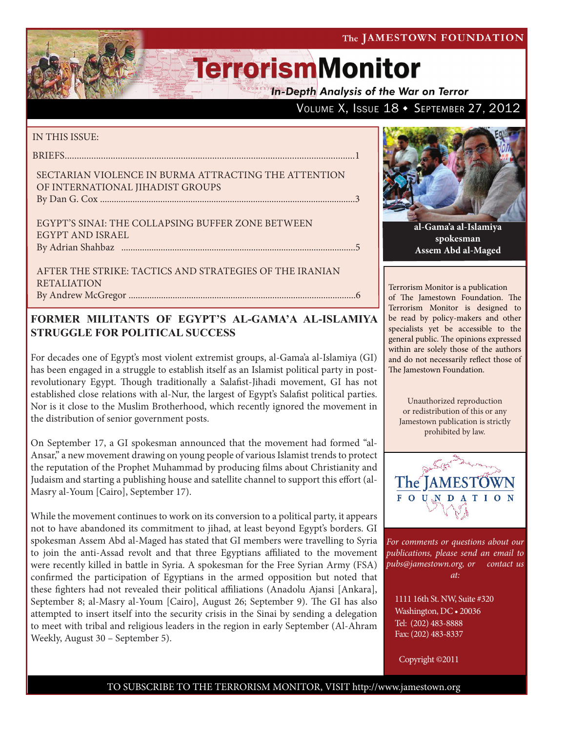The JAMESTOWN FOUNDATION

# TerrorismMonitor

*In-Depth Analysis of the War on Terror*

Volume X, Issue 18 • September 27, 2012

IN THIS ISSUE:

BRIEFS.....1

SECTARIAN VIOLENCE IN BURMA ATTRACTING THE ATTENTION OF INTERNATIONAL JIHADIST GROUPS
By Dan G. Cox .....3

EGYPT'S SINAI: THE COLLAPSING BUFFER ZONE BETWEEN EGYPT AND ISRAEL
By Adrian Shahbaz .....5

AFTER THE STRIKE: TACTICS AND STRATEGIES OF THE IRANIAN RETALIATION
By Andrew McGregor .....6

al-Gama'a al-Islamiya spokesman Assem Abd al-Maged

## FORMER MILITANTS OF EGYPT'S AL-GAMA'A AL-ISLAMIYA STRUGGLE FOR POLITICAL SUCCESS

For decades one of Egypt's most violent extremist groups, al-Gama'a al-Islamiya (GI) has been engaged in a struggle to establish itself as an Islamist political party in post-revolutionary Egypt. Though traditionally a Salafist-Jihadi movement, GI has not established close relations with al-Nur, the largest of Egypt's Salafist political parties. Nor is it close to the Muslim Brotherhood, which recently ignored the movement in the distribution of senior government posts.

On September 17, a GI spokesman announced that the movement had formed "al-Ansar," a new movement drawing on young people of various Islamist trends to protect the reputation of the Prophet Muhammad by producing films about Christianity and Judaism and starting a publishing house and satellite channel to support this effort (al-Masry al-Youm [Cairo], September 17).

While the movement continues to work on its conversion to a political party, it appears not to have abandoned its commitment to jihad, at least beyond Egypt's borders. GI spokesman Assem Abd al-Maged has stated that GI members were travelling to Syria to join the anti-Assad revolt and that three Egyptians affiliated to the movement were recently killed in battle in Syria. A spokesman for the Free Syrian Army (FSA) confirmed the participation of Egyptians in the armed opposition but noted that these fighters had not revealed their political affiliations (Anadolu Ajansi [Ankara], September 8; al-Masry al-Youm [Cairo], August 26; September 9). The GI has also attempted to insert itself into the security crisis in the Sinai by sending a delegation to meet with tribal and religious leaders in the region in early September (Al-Ahram Weekly, August 30 – September 5).

Terrorism Monitor is a publication of The Jamestown Foundation. The Terrorism Monitor is designed to be read by policy-makers and other specialists yet be accessible to the general public. The opinions expressed within are solely those of the authors and do not necessarily reflect those of The Jamestown Foundation.

Unauthorized reproduction or redistribution of this or any Jamestown publication is strictly prohibited by law.

The JAMESTOWN FOUNDATION

*For comments or questions about our publications, please send an email to pubs@jamestown.org, or contact us at:*

1111 16th St. NW, Suite #320
Washington, DC • 20036
Tel: (202) 483-8888
Fax: (202) 483-8337

Copyright ©2011

TO SUBSCRIBE TO THE TERRORISM MONITOR, VISIT http://www.jamestown.org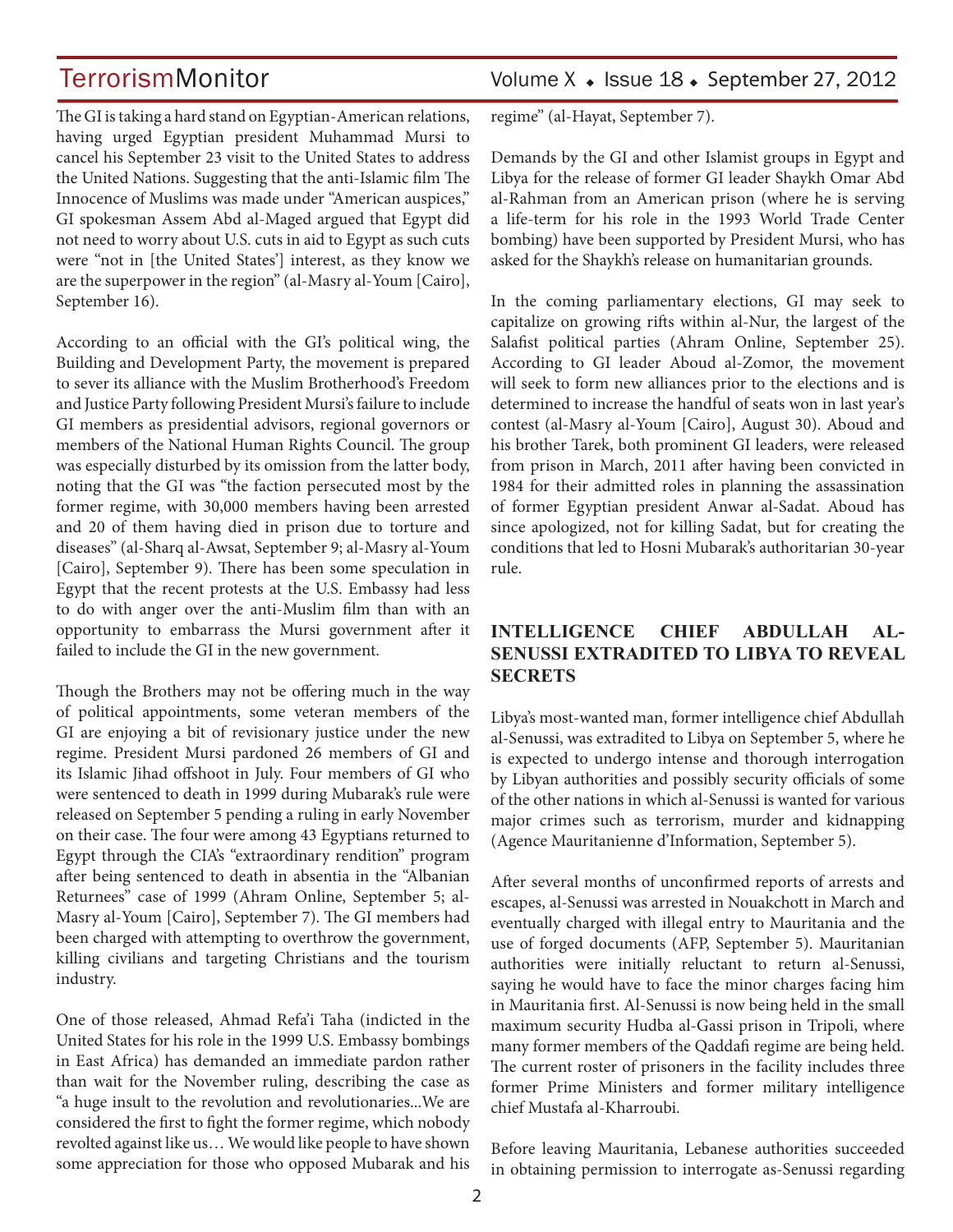The GI is taking a hard stand on Egyptian-American relations, having urged Egyptian president Muhammad Mursi to cancel his September 23 visit to the United States to address the United Nations. Suggesting that the anti-Islamic film The Innocence of Muslims was made under "American auspices," GI spokesman Assem Abd al-Maged argued that Egypt did not need to worry about U.S. cuts in aid to Egypt as such cuts were "not in [the United States'] interest, as they know we are the superpower in the region" (al-Masry al-Youm [Cairo], September 16).

According to an official with the GI's political wing, the Building and Development Party, the movement is prepared to sever its alliance with the Muslim Brotherhood's Freedom and Justice Party following President Mursi's failure to include GI members as presidential advisors, regional governors or members of the National Human Rights Council. The group was especially disturbed by its omission from the latter body, noting that the GI was "the faction persecuted most by the former regime, with 30,000 members having been arrested and 20 of them having died in prison due to torture and diseases" (al-Sharq al-Awsat, September 9; al-Masry al-Youm [Cairo], September 9). There has been some speculation in Egypt that the recent protests at the U.S. Embassy had less to do with anger over the anti-Muslim film than with an opportunity to embarrass the Mursi government after it failed to include the GI in the new government.

Though the Brothers may not be offering much in the way of political appointments, some veteran members of the GI are enjoying a bit of revisionary justice under the new regime. President Mursi pardoned 26 members of GI and its Islamic Jihad offshoot in July. Four members of GI who were sentenced to death in 1999 during Mubarak's rule were released on September 5 pending a ruling in early November on their case. The four were among 43 Egyptians returned to Egypt through the CIA's "extraordinary rendition" program after being sentenced to death in absentia in the "Albanian Returnees" case of 1999 (Ahram Online, September 5; al-Masry al-Youm [Cairo], September 7). The GI members had been charged with attempting to overthrow the government, killing civilians and targeting Christians and the tourism industry.

One of those released, Ahmad Refa'i Taha (indicted in the United States for his role in the 1999 U.S. Embassy bombings in East Africa) has demanded an immediate pardon rather than wait for the November ruling, describing the case as "a huge insult to the revolution and revolutionaries...We are considered the first to fight the former regime, which nobody revolted against like us… We would like people to have shown some appreciation for those who opposed Mubarak and his regime" (al-Hayat, September 7).

Demands by the GI and other Islamist groups in Egypt and Libya for the release of former GI leader Shaykh Omar Abd al-Rahman from an American prison (where he is serving a life-term for his role in the 1993 World Trade Center bombing) have been supported by President Mursi, who has asked for the Shaykh's release on humanitarian grounds.

In the coming parliamentary elections, GI may seek to capitalize on growing rifts within al-Nur, the largest of the Salafist political parties (Ahram Online, September 25). According to GI leader Aboud al-Zomor, the movement will seek to form new alliances prior to the elections and is determined to increase the handful of seats won in last year's contest (al-Masry al-Youm [Cairo], August 30). Aboud and his brother Tarek, both prominent GI leaders, were released from prison in March, 2011 after having been convicted in 1984 for their admitted roles in planning the assassination of former Egyptian president Anwar al-Sadat. Aboud has since apologized, not for killing Sadat, but for creating the conditions that led to Hosni Mubarak's authoritarian 30-year rule.

## INTELLIGENCE CHIEF ABDULLAH AL-SENUSSI EXTRADITED TO LIBYA TO REVEAL SECRETS

Libya's most-wanted man, former intelligence chief Abdullah al-Senussi, was extradited to Libya on September 5, where he is expected to undergo intense and thorough interrogation by Libyan authorities and possibly security officials of some of the other nations in which al-Senussi is wanted for various major crimes such as terrorism, murder and kidnapping (Agence Mauritanienne d'Information, September 5).

After several months of unconfirmed reports of arrests and escapes, al-Senussi was arrested in Nouakchott in March and eventually charged with illegal entry to Mauritania and the use of forged documents (AFP, September 5). Mauritanian authorities were initially reluctant to return al-Senussi, saying he would have to face the minor charges facing him in Mauritania first. Al-Senussi is now being held in the small maximum security Hudba al-Gassi prison in Tripoli, where many former members of the Qaddafi regime are being held. The current roster of prisoners in the facility includes three former Prime Ministers and former military intelligence chief Mustafa al-Kharroubi.

Before leaving Mauritania, Lebanese authorities succeeded in obtaining permission to interrogate as-Senussi regarding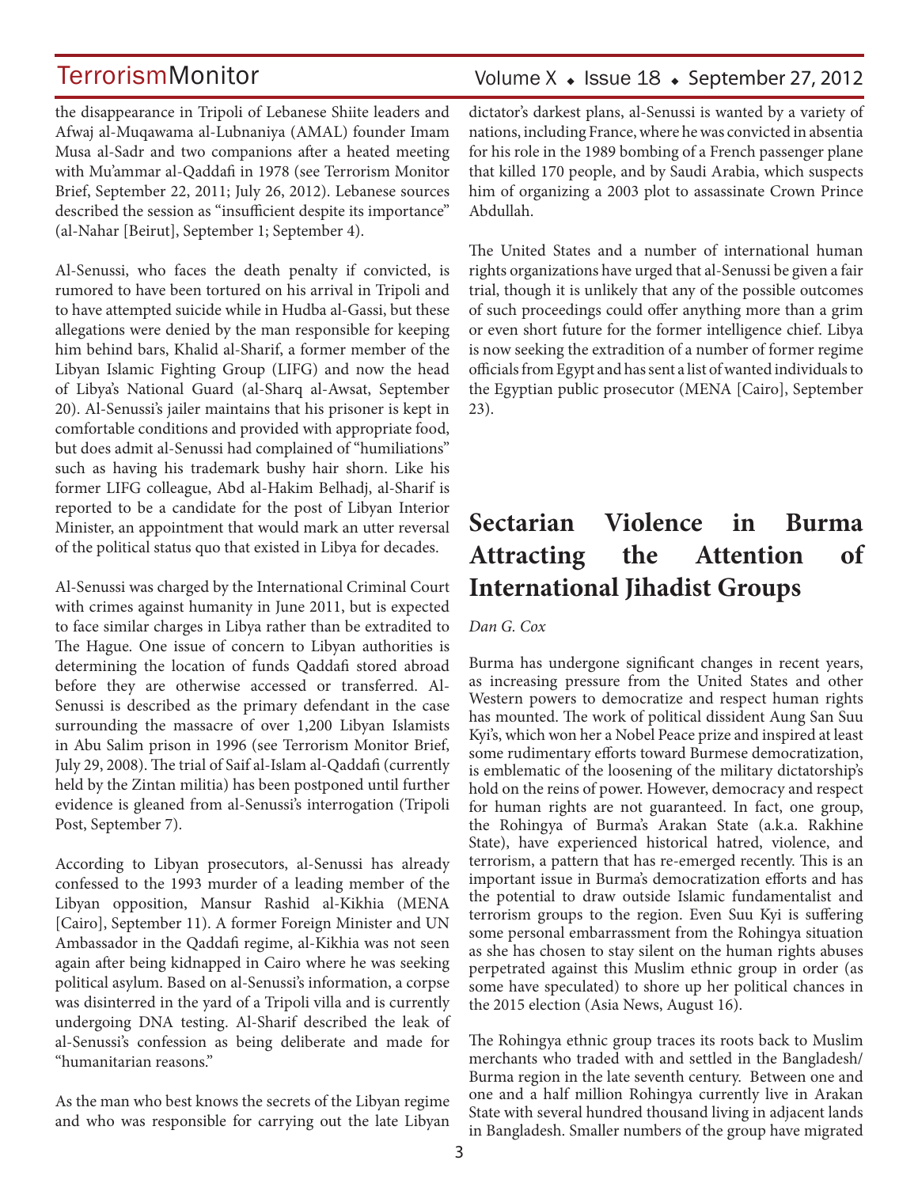the disappearance in Tripoli of Lebanese Shiite leaders and Afwaj al-Muqawama al-Lubnaniya (AMAL) founder Imam Musa al-Sadr and two companions after a heated meeting with Mu'ammar al-Qaddafi in 1978 (see Terrorism Monitor Brief, September 22, 2011; July 26, 2012). Lebanese sources described the session as "insufficient despite its importance" (al-Nahar [Beirut], September 1; September 4).

Al-Senussi, who faces the death penalty if convicted, is rumored to have been tortured on his arrival in Tripoli and to have attempted suicide while in Hudba al-Gassi, but these allegations were denied by the man responsible for keeping him behind bars, Khalid al-Sharif, a former member of the Libyan Islamic Fighting Group (LIFG) and now the head of Libya's National Guard (al-Sharq al-Awsat, September 20). Al-Senussi's jailer maintains that his prisoner is kept in comfortable conditions and provided with appropriate food, but does admit al-Senussi had complained of "humiliations" such as having his trademark bushy hair shorn. Like his former LIFG colleague, Abd al-Hakim Belhadj, al-Sharif is reported to be a candidate for the post of Libyan Interior Minister, an appointment that would mark an utter reversal of the political status quo that existed in Libya for decades.

Al-Senussi was charged by the International Criminal Court with crimes against humanity in June 2011, but is expected to face similar charges in Libya rather than be extradited to The Hague. One issue of concern to Libyan authorities is determining the location of funds Qaddafi stored abroad before they are otherwise accessed or transferred. Al-Senussi is described as the primary defendant in the case surrounding the massacre of over 1,200 Libyan Islamists in Abu Salim prison in 1996 (see Terrorism Monitor Brief, July 29, 2008). The trial of Saif al-Islam al-Qaddafi (currently held by the Zintan militia) has been postponed until further evidence is gleaned from al-Senussi's interrogation (Tripoli Post, September 7).

According to Libyan prosecutors, al-Senussi has already confessed to the 1993 murder of a leading member of the Libyan opposition, Mansur Rashid al-Kikhia (MENA [Cairo], September 11). A former Foreign Minister and UN Ambassador in the Qaddafi regime, al-Kikhia was not seen again after being kidnapped in Cairo where he was seeking political asylum. Based on al-Senussi's information, a corpse was disinterred in the yard of a Tripoli villa and is currently undergoing DNA testing. Al-Sharif described the leak of al-Senussi's confession as being deliberate and made for "humanitarian reasons."

As the man who best knows the secrets of the Libyan regime and who was responsible for carrying out the late Libyan dictator's darkest plans, al-Senussi is wanted by a variety of nations, including France, where he was convicted in absentia for his role in the 1989 bombing of a French passenger plane that killed 170 people, and by Saudi Arabia, which suspects him of organizing a 2003 plot to assassinate Crown Prince Abdullah.

The United States and a number of international human rights organizations have urged that al-Senussi be given a fair trial, though it is unlikely that any of the possible outcomes of such proceedings could offer anything more than a grim or even short future for the former intelligence chief. Libya is now seeking the extradition of a number of former regime officials from Egypt and has sent a list of wanted individuals to the Egyptian public prosecutor (MENA [Cairo], September 23).

# Sectarian Violence in Burma Attracting the Attention of International Jihadist Groups

*Dan G. Cox*

Burma has undergone significant changes in recent years, as increasing pressure from the United States and other Western powers to democratize and respect human rights has mounted. The work of political dissident Aung San Suu Kyi's, which won her a Nobel Peace prize and inspired at least some rudimentary efforts toward Burmese democratization, is emblematic of the loosening of the military dictatorship's hold on the reins of power. However, democracy and respect for human rights are not guaranteed. In fact, one group, the Rohingya of Burma's Arakan State (a.k.a. Rakhine State), have experienced historical hatred, violence, and terrorism, a pattern that has re-emerged recently. This is an important issue in Burma's democratization efforts and has the potential to draw outside Islamic fundamentalist and terrorism groups to the region. Even Suu Kyi is suffering some personal embarrassment from the Rohingya situation as she has chosen to stay silent on the human rights abuses perpetrated against this Muslim ethnic group in order (as some have speculated) to shore up her political chances in the 2015 election (Asia News, August 16).

The Rohingya ethnic group traces its roots back to Muslim merchants who traded with and settled in the Bangladesh/Burma region in the late seventh century. Between one and one and a half million Rohingya currently live in Arakan State with several hundred thousand living in adjacent lands in Bangladesh. Smaller numbers of the group have migrated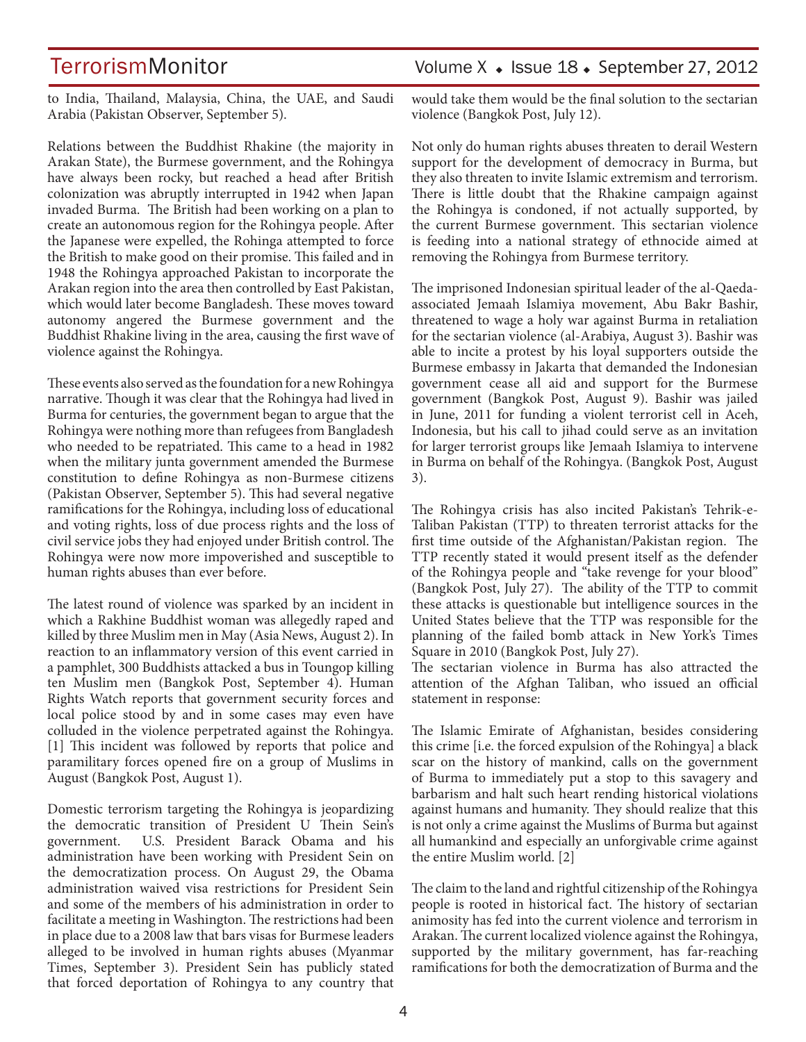to India, Thailand, Malaysia, China, the UAE, and Saudi Arabia (Pakistan Observer, September 5).

Relations between the Buddhist Rhakine (the majority in Arakan State), the Burmese government, and the Rohingya have always been rocky, but reached a head after British colonization was abruptly interrupted in 1942 when Japan invaded Burma. The British had been working on a plan to create an autonomous region for the Rohingya people. After the Japanese were expelled, the Rohinga attempted to force the British to make good on their promise. This failed and in 1948 the Rohingya approached Pakistan to incorporate the Arakan region into the area then controlled by East Pakistan, which would later become Bangladesh. These moves toward autonomy angered the Burmese government and the Buddhist Rhakine living in the area, causing the first wave of violence against the Rohingya.

These events also served as the foundation for a new Rohingya narrative. Though it was clear that the Rohingya had lived in Burma for centuries, the government began to argue that the Rohingya were nothing more than refugees from Bangladesh who needed to be repatriated. This came to a head in 1982 when the military junta government amended the Burmese constitution to define Rohingya as non-Burmese citizens (Pakistan Observer, September 5). This had several negative ramifications for the Rohingya, including loss of educational and voting rights, loss of due process rights and the loss of civil service jobs they had enjoyed under British control. The Rohingya were now more impoverished and susceptible to human rights abuses than ever before.

The latest round of violence was sparked by an incident in which a Rakhine Buddhist woman was allegedly raped and killed by three Muslim men in May (Asia News, August 2). In reaction to an inflammatory version of this event carried in a pamphlet, 300 Buddhists attacked a bus in Toungop killing ten Muslim men (Bangkok Post, September 4). Human Rights Watch reports that government security forces and local police stood by and in some cases may even have colluded in the violence perpetrated against the Rohingya. [1] This incident was followed by reports that police and paramilitary forces opened fire on a group of Muslims in August (Bangkok Post, August 1).

Domestic terrorism targeting the Rohingya is jeopardizing the democratic transition of President U Thein Sein's government. U.S. President Barack Obama and his administration have been working with President Sein on the democratization process. On August 29, the Obama administration waived visa restrictions for President Sein and some of the members of his administration in order to facilitate a meeting in Washington. The restrictions had been in place due to a 2008 law that bars visas for Burmese leaders alleged to be involved in human rights abuses (Myanmar Times, September 3). President Sein has publicly stated that forced deportation of Rohingya to any country that would take them would be the final solution to the sectarian violence (Bangkok Post, July 12).

Not only do human rights abuses threaten to derail Western support for the development of democracy in Burma, but they also threaten to invite Islamic extremism and terrorism. There is little doubt that the Rhakine campaign against the Rohingya is condoned, if not actually supported, by the current Burmese government. This sectarian violence is feeding into a national strategy of ethnocide aimed at removing the Rohingya from Burmese territory.

The imprisoned Indonesian spiritual leader of the al-Qaeda-associated Jemaah Islamiya movement, Abu Bakr Bashir, threatened to wage a holy war against Burma in retaliation for the sectarian violence (al-Arabiya, August 3). Bashir was able to incite a protest by his loyal supporters outside the Burmese embassy in Jakarta that demanded the Indonesian government cease all aid and support for the Burmese government (Bangkok Post, August 9). Bashir was jailed in June, 2011 for funding a violent terrorist cell in Aceh, Indonesia, but his call to jihad could serve as an invitation for larger terrorist groups like Jemaah Islamiya to intervene in Burma on behalf of the Rohingya. (Bangkok Post, August 3).

The Rohingya crisis has also incited Pakistan's Tehrik-e-Taliban Pakistan (TTP) to threaten terrorist attacks for the first time outside of the Afghanistan/Pakistan region. The TTP recently stated it would present itself as the defender of the Rohingya people and "take revenge for your blood" (Bangkok Post, July 27). The ability of the TTP to commit these attacks is questionable but intelligence sources in the United States believe that the TTP was responsible for the planning of the failed bomb attack in New York's Times Square in 2010 (Bangkok Post, July 27).

The sectarian violence in Burma has also attracted the attention of the Afghan Taliban, who issued an official statement in response:

> The Islamic Emirate of Afghanistan, besides considering this crime [i.e. the forced expulsion of the Rohingya] a black scar on the history of mankind, calls on the government of Burma to immediately put a stop to this savagery and barbarism and halt such heart rending historical violations against humans and humanity. They should realize that this is not only a crime against the Muslims of Burma but against all humankind and especially an unforgivable crime against the entire Muslim world. [2]

The claim to the land and rightful citizenship of the Rohingya people is rooted in historical fact. The history of sectarian animosity has fed into the current violence and terrorism in Arakan. The current localized violence against the Rohingya, supported by the military government, has far-reaching ramifications for both the democratization of Burma and the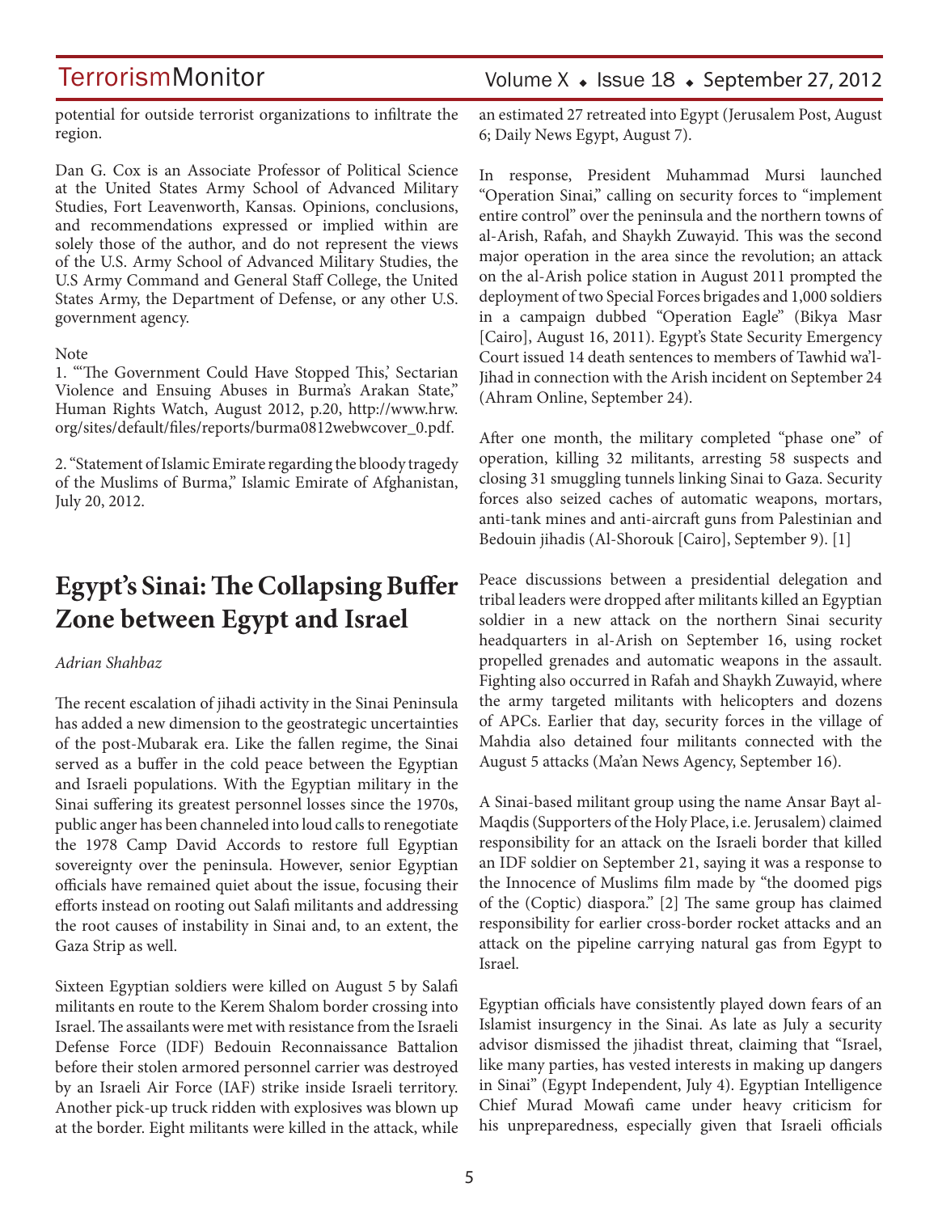potential for outside terrorist organizations to infiltrate the region.

Dan G. Cox is an Associate Professor of Political Science at the United States Army School of Advanced Military Studies, Fort Leavenworth, Kansas. Opinions, conclusions, and recommendations expressed or implied within are solely those of the author, and do not represent the views of the U.S. Army School of Advanced Military Studies, the U.S Army Command and General Staff College, the United States Army, the Department of Defense, or any other U.S. government agency.

Note

1. "'The Government Could Have Stopped This,' Sectarian Violence and Ensuing Abuses in Burma's Arakan State," Human Rights Watch, August 2012, p.20, http://www.hrw.org/sites/default/files/reports/burma0812webwcover_0.pdf.

2. "Statement of Islamic Emirate regarding the bloody tragedy of the Muslims of Burma," Islamic Emirate of Afghanistan, July 20, 2012.

## Egypt's Sinai: The Collapsing Buffer Zone between Egypt and Israel

*Adrian Shahbaz*

The recent escalation of jihadi activity in the Sinai Peninsula has added a new dimension to the geostrategic uncertainties of the post-Mubarak era. Like the fallen regime, the Sinai served as a buffer in the cold peace between the Egyptian and Israeli populations. With the Egyptian military in the Sinai suffering its greatest personnel losses since the 1970s, public anger has been channeled into loud calls to renegotiate the 1978 Camp David Accords to restore full Egyptian sovereignty over the peninsula. However, senior Egyptian officials have remained quiet about the issue, focusing their efforts instead on rooting out Salafi militants and addressing the root causes of instability in Sinai and, to an extent, the Gaza Strip as well.

Sixteen Egyptian soldiers were killed on August 5 by Salafi militants en route to the Kerem Shalom border crossing into Israel. The assailants were met with resistance from the Israeli Defense Force (IDF) Bedouin Reconnaissance Battalion before their stolen armored personnel carrier was destroyed by an Israeli Air Force (IAF) strike inside Israeli territory. Another pick-up truck ridden with explosives was blown up at the border. Eight militants were killed in the attack, while an estimated 27 retreated into Egypt (Jerusalem Post, August 6; Daily News Egypt, August 7).

In response, President Muhammad Mursi launched "Operation Sinai," calling on security forces to "implement entire control" over the peninsula and the northern towns of al-Arish, Rafah, and Shaykh Zuwayid. This was the second major operation in the area since the revolution; an attack on the al-Arish police station in August 2011 prompted the deployment of two Special Forces brigades and 1,000 soldiers in a campaign dubbed "Operation Eagle" (Bikya Masr [Cairo], August 16, 2011). Egypt's State Security Emergency Court issued 14 death sentences to members of Tawhid wa'l-Jihad in connection with the Arish incident on September 24 (Ahram Online, September 24).

After one month, the military completed "phase one" of operation, killing 32 militants, arresting 58 suspects and closing 31 smuggling tunnels linking Sinai to Gaza. Security forces also seized caches of automatic weapons, mortars, anti-tank mines and anti-aircraft guns from Palestinian and Bedouin jihadis (Al-Shorouk [Cairo], September 9). [1]

Peace discussions between a presidential delegation and tribal leaders were dropped after militants killed an Egyptian soldier in a new attack on the northern Sinai security headquarters in al-Arish on September 16, using rocket propelled grenades and automatic weapons in the assault. Fighting also occurred in Rafah and Shaykh Zuwayid, where the army targeted militants with helicopters and dozens of APCs. Earlier that day, security forces in the village of Mahdia also detained four militants connected with the August 5 attacks (Ma'an News Agency, September 16).

A Sinai-based militant group using the name Ansar Bayt al-Maqdis (Supporters of the Holy Place, i.e. Jerusalem) claimed responsibility for an attack on the Israeli border that killed an IDF soldier on September 21, saying it was a response to the Innocence of Muslims film made by "the doomed pigs of the (Coptic) diaspora." [2] The same group has claimed responsibility for earlier cross-border rocket attacks and an attack on the pipeline carrying natural gas from Egypt to Israel.

Egyptian officials have consistently played down fears of an Islamist insurgency in the Sinai. As late as July a security advisor dismissed the jihadist threat, claiming that "Israel, like many parties, has vested interests in making up dangers in Sinai" (Egypt Independent, July 4). Egyptian Intelligence Chief Murad Mowafi came under heavy criticism for his unpreparedness, especially given that Israeli officials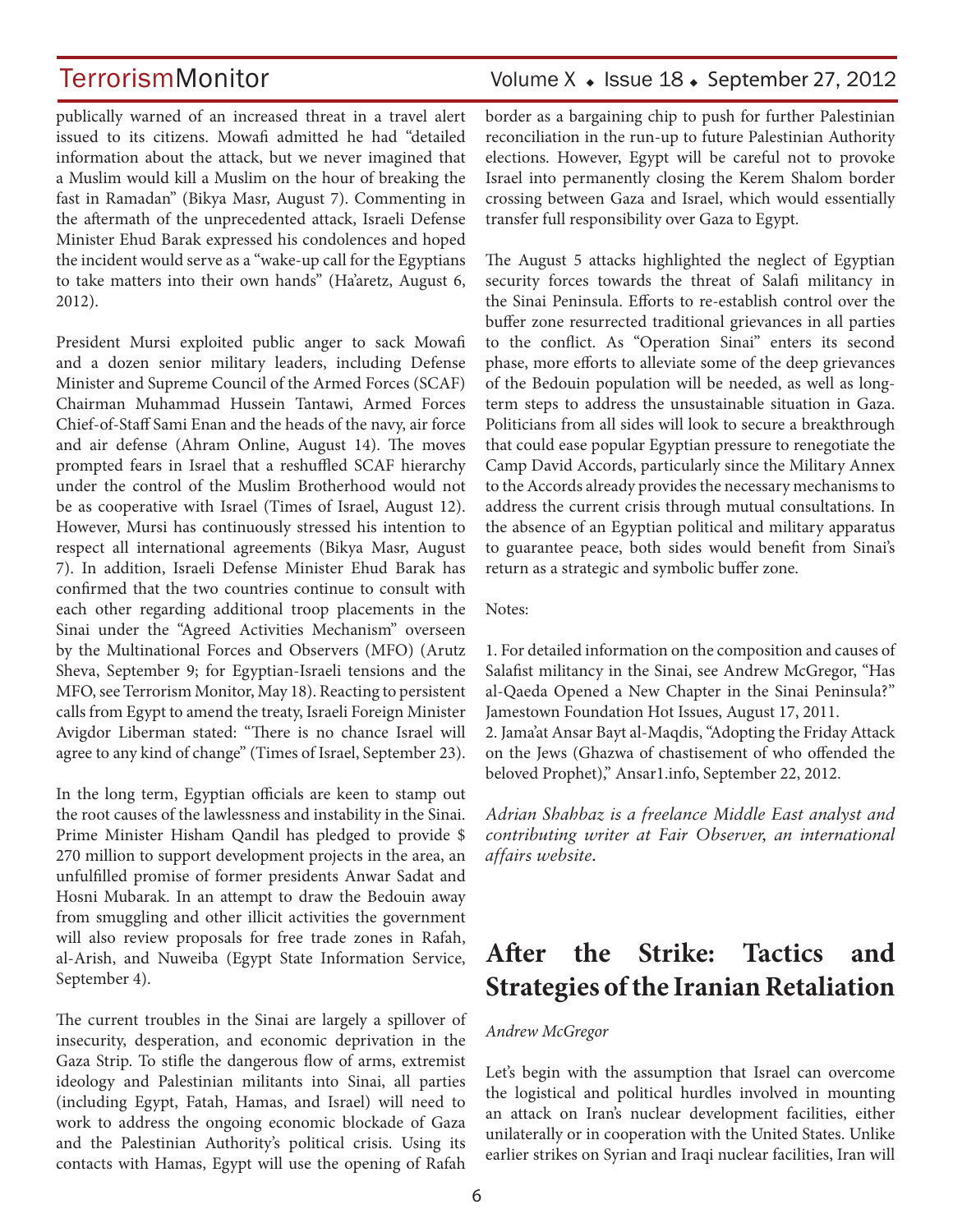publically warned of an increased threat in a travel alert issued to its citizens. Mowafi admitted he had "detailed information about the attack, but we never imagined that a Muslim would kill a Muslim on the hour of breaking the fast in Ramadan" (Bikya Masr, August 7). Commenting in the aftermath of the unprecedented attack, Israeli Defense Minister Ehud Barak expressed his condolences and hoped the incident would serve as a "wake-up call for the Egyptians to take matters into their own hands" (Ha'aretz, August 6, 2012).

President Mursi exploited public anger to sack Mowafi and a dozen senior military leaders, including Defense Minister and Supreme Council of the Armed Forces (SCAF) Chairman Muhammad Hussein Tantawi, Armed Forces Chief-of-Staff Sami Enan and the heads of the navy, air force and air defense (Ahram Online, August 14). The moves prompted fears in Israel that a reshuffled SCAF hierarchy under the control of the Muslim Brotherhood would not be as cooperative with Israel (Times of Israel, August 12). However, Mursi has continuously stressed his intention to respect all international agreements (Bikya Masr, August 7). In addition, Israeli Defense Minister Ehud Barak has confirmed that the two countries continue to consult with each other regarding additional troop placements in the Sinai under the "Agreed Activities Mechanism" overseen by the Multinational Forces and Observers (MFO) (Arutz Sheva, September 9; for Egyptian-Israeli tensions and the MFO, see Terrorism Monitor, May 18). Reacting to persistent calls from Egypt to amend the treaty, Israeli Foreign Minister Avigdor Liberman stated: "There is no chance Israel will agree to any kind of change" (Times of Israel, September 23).

In the long term, Egyptian officials are keen to stamp out the root causes of the lawlessness and instability in the Sinai. Prime Minister Hisham Qandil has pledged to provide $ 270 million to support development projects in the area, an unfulfilled promise of former presidents Anwar Sadat and Hosni Mubarak. In an attempt to draw the Bedouin away from smuggling and other illicit activities the government will also review proposals for free trade zones in Rafah, al-Arish, and Nuweiba (Egypt State Information Service, September 4).

The current troubles in the Sinai are largely a spillover of insecurity, desperation, and economic deprivation in the Gaza Strip. To stifle the dangerous flow of arms, extremist ideology and Palestinian militants into Sinai, all parties (including Egypt, Fatah, Hamas, and Israel) will need to work to address the ongoing economic blockade of Gaza and the Palestinian Authority's political crisis. Using its contacts with Hamas, Egypt will use the opening of Rafah border as a bargaining chip to push for further Palestinian reconciliation in the run-up to future Palestinian Authority elections. However, Egypt will be careful not to provoke Israel into permanently closing the Kerem Shalom border crossing between Gaza and Israel, which would essentially transfer full responsibility over Gaza to Egypt.

The August 5 attacks highlighted the neglect of Egyptian security forces towards the threat of Salafi militancy in the Sinai Peninsula. Efforts to re-establish control over the buffer zone resurrected traditional grievances in all parties to the conflict. As "Operation Sinai" enters its second phase, more efforts to alleviate some of the deep grievances of the Bedouin population will be needed, as well as long-term steps to address the unsustainable situation in Gaza. Politicians from all sides will look to secure a breakthrough that could ease popular Egyptian pressure to renegotiate the Camp David Accords, particularly since the Military Annex to the Accords already provides the necessary mechanisms to address the current crisis through mutual consultations. In the absence of an Egyptian political and military apparatus to guarantee peace, both sides would benefit from Sinai's return as a strategic and symbolic buffer zone.

Notes:

1. For detailed information on the composition and causes of Salafist militancy in the Sinai, see Andrew McGregor, "Has al-Qaeda Opened a New Chapter in the Sinai Peninsula?" Jamestown Foundation Hot Issues, August 17, 2011.
2. Jama'at Ansar Bayt al-Maqdis, "Adopting the Friday Attack on the Jews (Ghazwa of chastisement of who offended the beloved Prophet)," Ansar1.info, September 22, 2012.

*Adrian Shahbaz is a freelance Middle East analyst and contributing writer at Fair Observer, an international affairs website.*

# After the Strike: Tactics and Strategies of the Iranian Retaliation

*Andrew McGregor*

Let's begin with the assumption that Israel can overcome the logistical and political hurdles involved in mounting an attack on Iran's nuclear development facilities, either unilaterally or in cooperation with the United States. Unlike earlier strikes on Syrian and Iraqi nuclear facilities, Iran will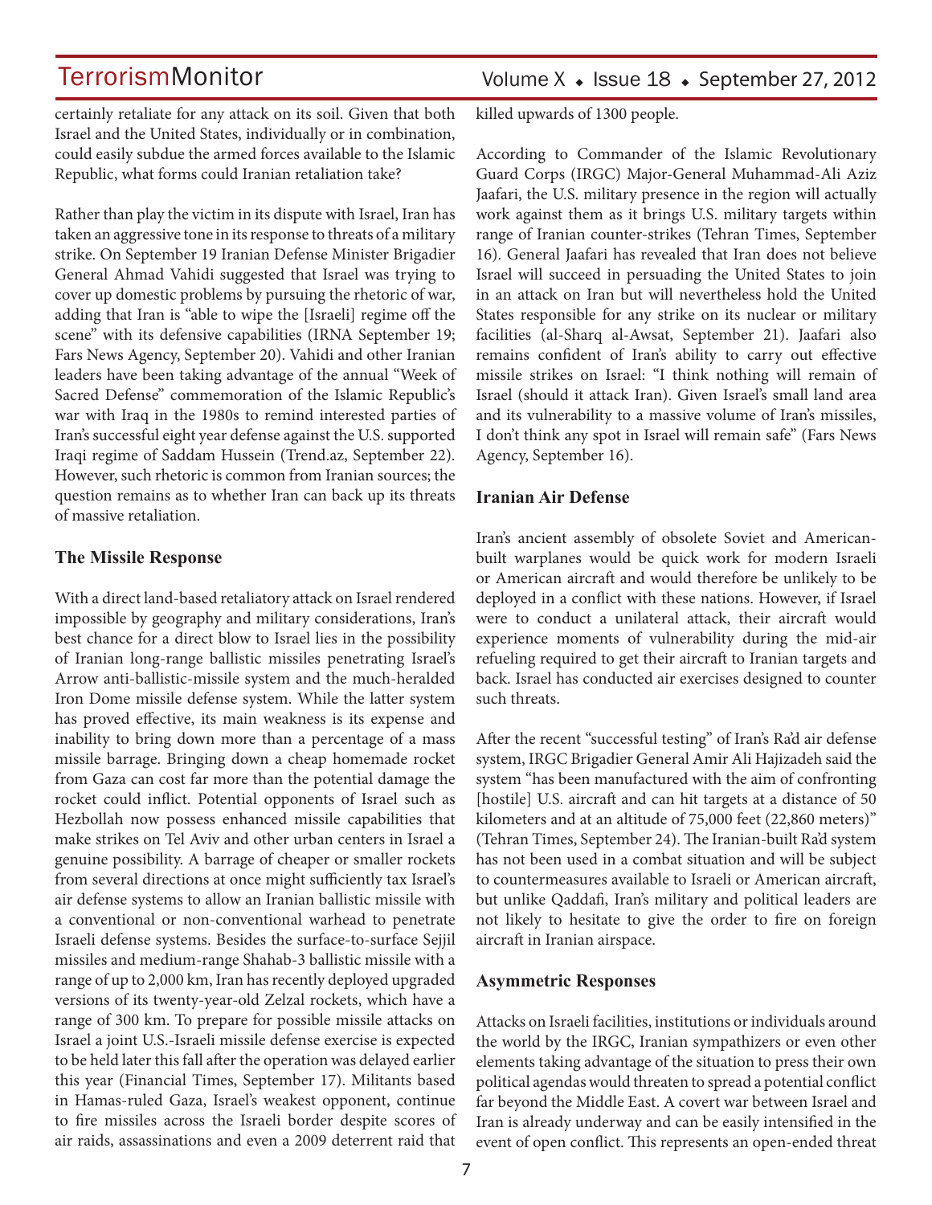certainly retaliate for any attack on its soil. Given that both Israel and the United States, individually or in combination, could easily subdue the armed forces available to the Islamic Republic, what forms could Iranian retaliation take?

Rather than play the victim in its dispute with Israel, Iran has taken an aggressive tone in its response to threats of a military strike. On September 19 Iranian Defense Minister Brigadier General Ahmad Vahidi suggested that Israel was trying to cover up domestic problems by pursuing the rhetoric of war, adding that Iran is "able to wipe the [Israeli] regime off the scene" with its defensive capabilities (IRNA September 19; Fars News Agency, September 20). Vahidi and other Iranian leaders have been taking advantage of the annual "Week of Sacred Defense" commemoration of the Islamic Republic's war with Iraq in the 1980s to remind interested parties of Iran's successful eight year defense against the U.S. supported Iraqi regime of Saddam Hussein (Trend.az, September 22). However, such rhetoric is common from Iranian sources; the question remains as to whether Iran can back up its threats of massive retaliation.

### The Missile Response

With a direct land-based retaliatory attack on Israel rendered impossible by geography and military considerations, Iran's best chance for a direct blow to Israel lies in the possibility of Iranian long-range ballistic missiles penetrating Israel's Arrow anti-ballistic-missile system and the much-heralded Iron Dome missile defense system. While the latter system has proved effective, its main weakness is its expense and inability to bring down more than a percentage of a mass missile barrage. Bringing down a cheap homemade rocket from Gaza can cost far more than the potential damage the rocket could inflict. Potential opponents of Israel such as Hezbollah now possess enhanced missile capabilities that make strikes on Tel Aviv and other urban centers in Israel a genuine possibility. A barrage of cheaper or smaller rockets from several directions at once might sufficiently tax Israel's air defense systems to allow an Iranian ballistic missile with a conventional or non-conventional warhead to penetrate Israeli defense systems. Besides the surface-to-surface Sejjil missiles and medium-range Shahab-3 ballistic missile with a range of up to 2,000 km, Iran has recently deployed upgraded versions of its twenty-year-old Zelzal rockets, which have a range of 300 km. To prepare for possible missile attacks on Israel a joint U.S.-Israeli missile defense exercise is expected to be held later this fall after the operation was delayed earlier this year (Financial Times, September 17). Militants based in Hamas-ruled Gaza, Israel's weakest opponent, continue to fire missiles across the Israeli border despite scores of air raids, assassinations and even a 2009 deterrent raid that killed upwards of 1300 people.

According to Commander of the Islamic Revolutionary Guard Corps (IRGC) Major-General Muhammad-Ali Aziz Jaafari, the U.S. military presence in the region will actually work against them as it brings U.S. military targets within range of Iranian counter-strikes (Tehran Times, September 16). General Jaafari has revealed that Iran does not believe Israel will succeed in persuading the United States to join in an attack on Iran but will nevertheless hold the United States responsible for any strike on its nuclear or military facilities (al-Sharq al-Awsat, September 21). Jaafari also remains confident of Iran's ability to carry out effective missile strikes on Israel: "I think nothing will remain of Israel (should it attack Iran). Given Israel's small land area and its vulnerability to a massive volume of Iran's missiles, I don't think any spot in Israel will remain safe" (Fars News Agency, September 16).

### Iranian Air Defense

Iran's ancient assembly of obsolete Soviet and American-built warplanes would be quick work for modern Israeli or American aircraft and would therefore be unlikely to be deployed in a conflict with these nations. However, if Israel were to conduct a unilateral attack, their aircraft would experience moments of vulnerability during the mid-air refueling required to get their aircraft to Iranian targets and back. Israel has conducted air exercises designed to counter such threats.

After the recent "successful testing" of Iran's Ra'd air defense system, IRGC Brigadier General Amir Ali Hajizadeh said the system "has been manufactured with the aim of confronting [hostile] U.S. aircraft and can hit targets at a distance of 50 kilometers and at an altitude of 75,000 feet (22,860 meters)" (Tehran Times, September 24). The Iranian-built Ra'd system has not been used in a combat situation and will be subject to countermeasures available to Israeli or American aircraft, but unlike Qaddafi, Iran's military and political leaders are not likely to hesitate to give the order to fire on foreign aircraft in Iranian airspace.

### Asymmetric Responses

Attacks on Israeli facilities, institutions or individuals around the world by the IRGC, Iranian sympathizers or even other elements taking advantage of the situation to press their own political agendas would threaten to spread a potential conflict far beyond the Middle East. A covert war between Israel and Iran is already underway and can be easily intensified in the event of open conflict. This represents an open-ended threat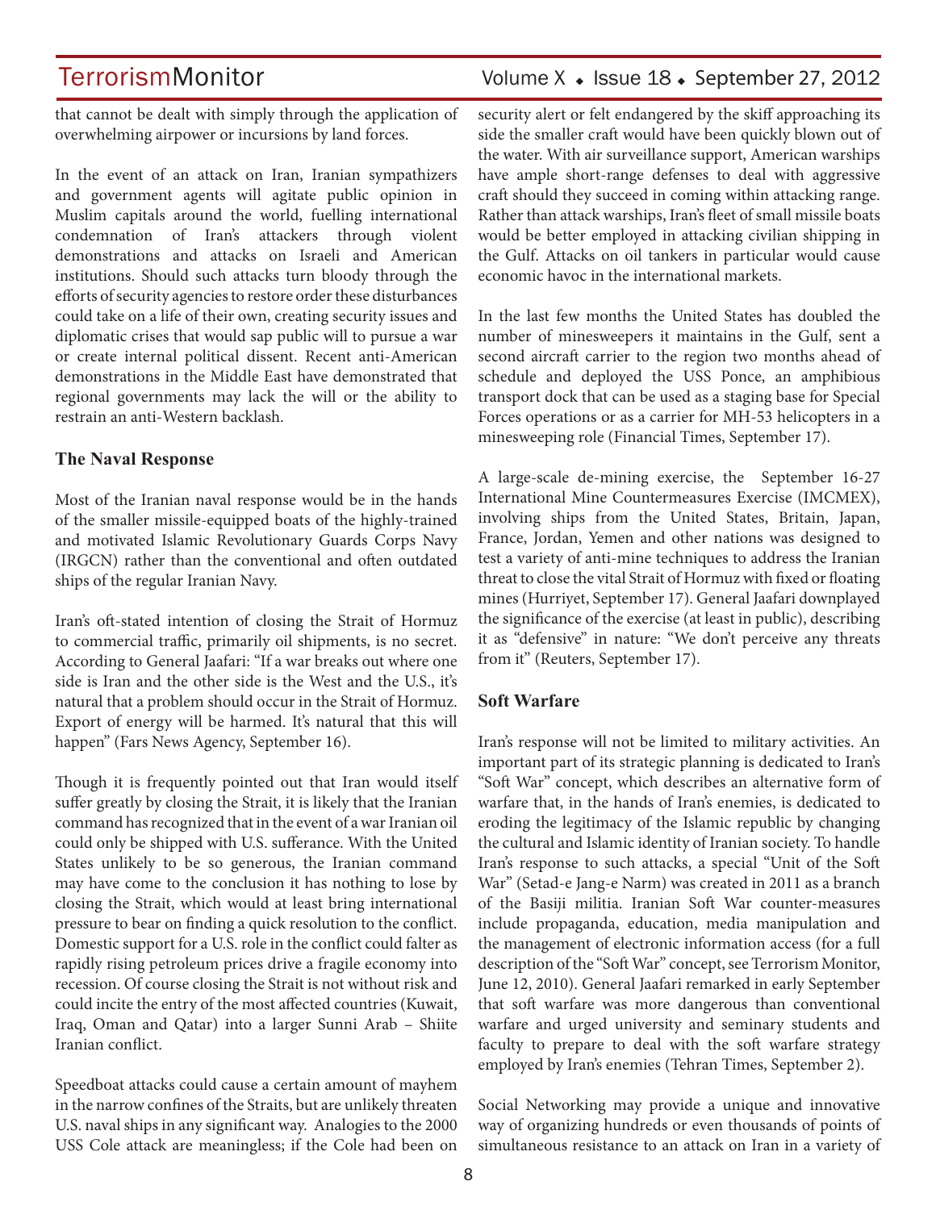that cannot be dealt with simply through the application of overwhelming airpower or incursions by land forces.

In the event of an attack on Iran, Iranian sympathizers and government agents will agitate public opinion in Muslim capitals around the world, fuelling international condemnation of Iran's attackers through violent demonstrations and attacks on Israeli and American institutions. Should such attacks turn bloody through the efforts of security agencies to restore order these disturbances could take on a life of their own, creating security issues and diplomatic crises that would sap public will to pursue a war or create internal political dissent. Recent anti-American demonstrations in the Middle East have demonstrated that regional governments may lack the will or the ability to restrain an anti-Western backlash.

## The Naval Response

Most of the Iranian naval response would be in the hands of the smaller missile-equipped boats of the highly-trained and motivated Islamic Revolutionary Guards Corps Navy (IRGCN) rather than the conventional and often outdated ships of the regular Iranian Navy.

Iran's oft-stated intention of closing the Strait of Hormuz to commercial traffic, primarily oil shipments, is no secret. According to General Jaafari: "If a war breaks out where one side is Iran and the other side is the West and the U.S., it's natural that a problem should occur in the Strait of Hormuz. Export of energy will be harmed. It's natural that this will happen" (Fars News Agency, September 16).

Though it is frequently pointed out that Iran would itself suffer greatly by closing the Strait, it is likely that the Iranian command has recognized that in the event of a war Iranian oil could only be shipped with U.S. sufferance. With the United States unlikely to be so generous, the Iranian command may have come to the conclusion it has nothing to lose by closing the Strait, which would at least bring international pressure to bear on finding a quick resolution to the conflict. Domestic support for a U.S. role in the conflict could falter as rapidly rising petroleum prices drive a fragile economy into recession. Of course closing the Strait is not without risk and could incite the entry of the most affected countries (Kuwait, Iraq, Oman and Qatar) into a larger Sunni Arab – Shiite Iranian conflict.

Speedboat attacks could cause a certain amount of mayhem in the narrow confines of the Straits, but are unlikely threaten U.S. naval ships in any significant way. Analogies to the 2000 USS Cole attack are meaningless; if the Cole had been on security alert or felt endangered by the skiff approaching its side the smaller craft would have been quickly blown out of the water. With air surveillance support, American warships have ample short-range defenses to deal with aggressive craft should they succeed in coming within attacking range. Rather than attack warships, Iran's fleet of small missile boats would be better employed in attacking civilian shipping in the Gulf. Attacks on oil tankers in particular would cause economic havoc in the international markets.

In the last few months the United States has doubled the number of minesweepers it maintains in the Gulf, sent a second aircraft carrier to the region two months ahead of schedule and deployed the USS Ponce, an amphibious transport dock that can be used as a staging base for Special Forces operations or as a carrier for MH-53 helicopters in a minesweeping role (Financial Times, September 17).

A large-scale de-mining exercise, the September 16-27 International Mine Countermeasures Exercise (IMCMEX), involving ships from the United States, Britain, Japan, France, Jordan, Yemen and other nations was designed to test a variety of anti-mine techniques to address the Iranian threat to close the vital Strait of Hormuz with fixed or floating mines (Hurriyet, September 17). General Jaafari downplayed the significance of the exercise (at least in public), describing it as "defensive" in nature: "We don't perceive any threats from it" (Reuters, September 17).

## Soft Warfare

Iran's response will not be limited to military activities. An important part of its strategic planning is dedicated to Iran's "Soft War" concept, which describes an alternative form of warfare that, in the hands of Iran's enemies, is dedicated to eroding the legitimacy of the Islamic republic by changing the cultural and Islamic identity of Iranian society. To handle Iran's response to such attacks, a special "Unit of the Soft War" (Setad-e Jang-e Narm) was created in 2011 as a branch of the Basiji militia. Iranian Soft War counter-measures include propaganda, education, media manipulation and the management of electronic information access (for a full description of the "Soft War" concept, see Terrorism Monitor, June 12, 2010). General Jaafari remarked in early September that soft warfare was more dangerous than conventional warfare and urged university and seminary students and faculty to prepare to deal with the soft warfare strategy employed by Iran's enemies (Tehran Times, September 2).

Social Networking may provide a unique and innovative way of organizing hundreds or even thousands of points of simultaneous resistance to an attack on Iran in a variety of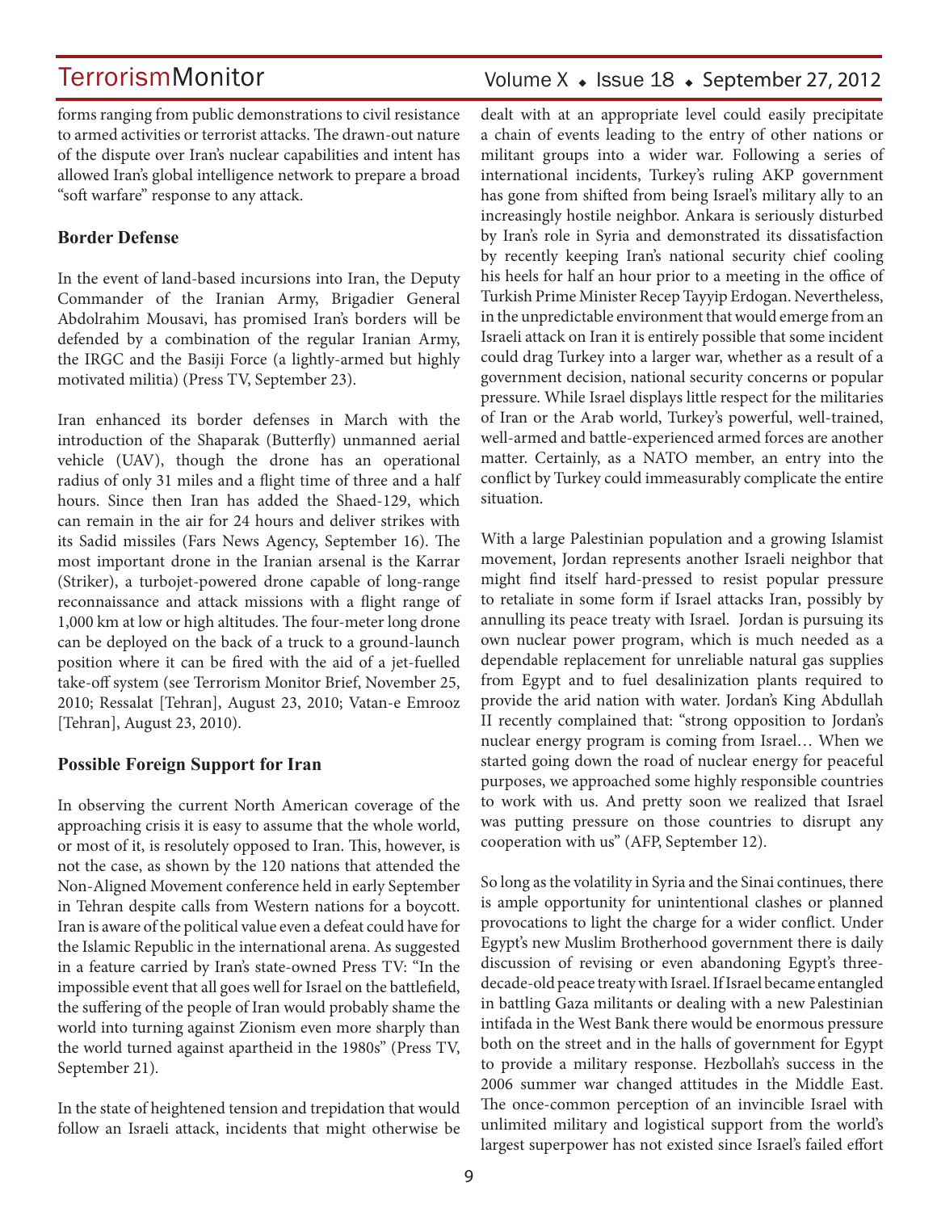forms ranging from public demonstrations to civil resistance to armed activities or terrorist attacks. The drawn-out nature of the dispute over Iran's nuclear capabilities and intent has allowed Iran's global intelligence network to prepare a broad "soft warfare" response to any attack.

**Border Defense**

In the event of land-based incursions into Iran, the Deputy Commander of the Iranian Army, Brigadier General Abdolrahim Mousavi, has promised Iran's borders will be defended by a combination of the regular Iranian Army, the IRGC and the Basiji Force (a lightly-armed but highly motivated militia) (Press TV, September 23).

Iran enhanced its border defenses in March with the introduction of the Shaparak (Butterfly) unmanned aerial vehicle (UAV), though the drone has an operational radius of only 31 miles and a flight time of three and a half hours. Since then Iran has added the Shaed-129, which can remain in the air for 24 hours and deliver strikes with its Sadid missiles (Fars News Agency, September 16). The most important drone in the Iranian arsenal is the Karrar (Striker), a turbojet-powered drone capable of long-range reconnaissance and attack missions with a flight range of 1,000 km at low or high altitudes. The four-meter long drone can be deployed on the back of a truck to a ground-launch position where it can be fired with the aid of a jet-fuelled take-off system (see Terrorism Monitor Brief, November 25, 2010; Ressalat [Tehran], August 23, 2010; Vatan-e Emrooz [Tehran], August 23, 2010).

**Possible Foreign Support for Iran**

In observing the current North American coverage of the approaching crisis it is easy to assume that the whole world, or most of it, is resolutely opposed to Iran. This, however, is not the case, as shown by the 120 nations that attended the Non-Aligned Movement conference held in early September in Tehran despite calls from Western nations for a boycott. Iran is aware of the political value even a defeat could have for the Islamic Republic in the international arena. As suggested in a feature carried by Iran's state-owned Press TV: "In the impossible event that all goes well for Israel on the battlefield, the suffering of the people of Iran would probably shame the world into turning against Zionism even more sharply than the world turned against apartheid in the 1980s" (Press TV, September 21).

In the state of heightened tension and trepidation that would follow an Israeli attack, incidents that might otherwise be dealt with at an appropriate level could easily precipitate a chain of events leading to the entry of other nations or militant groups into a wider war. Following a series of international incidents, Turkey's ruling AKP government has gone from shifted from being Israel's military ally to an increasingly hostile neighbor. Ankara is seriously disturbed by Iran's role in Syria and demonstrated its dissatisfaction by recently keeping Iran's national security chief cooling his heels for half an hour prior to a meeting in the office of Turkish Prime Minister Recep Tayyip Erdogan. Nevertheless, in the unpredictable environment that would emerge from an Israeli attack on Iran it is entirely possible that some incident could drag Turkey into a larger war, whether as a result of a government decision, national security concerns or popular pressure. While Israel displays little respect for the militaries of Iran or the Arab world, Turkey's powerful, well-trained, well-armed and battle-experienced armed forces are another matter. Certainly, as a NATO member, an entry into the conflict by Turkey could immeasurably complicate the entire situation.

With a large Palestinian population and a growing Islamist movement, Jordan represents another Israeli neighbor that might find itself hard-pressed to resist popular pressure to retaliate in some form if Israel attacks Iran, possibly by annulling its peace treaty with Israel. Jordan is pursuing its own nuclear power program, which is much needed as a dependable replacement for unreliable natural gas supplies from Egypt and to fuel desalinization plants required to provide the arid nation with water. Jordan's King Abdullah II recently complained that: "strong opposition to Jordan's nuclear energy program is coming from Israel… When we started going down the road of nuclear energy for peaceful purposes, we approached some highly responsible countries to work with us. And pretty soon we realized that Israel was putting pressure on those countries to disrupt any cooperation with us" (AFP, September 12).

So long as the volatility in Syria and the Sinai continues, there is ample opportunity for unintentional clashes or planned provocations to light the charge for a wider conflict. Under Egypt's new Muslim Brotherhood government there is daily discussion of revising or even abandoning Egypt's three-decade-old peace treaty with Israel. If Israel became entangled in battling Gaza militants or dealing with a new Palestinian intifada in the West Bank there would be enormous pressure both on the street and in the halls of government for Egypt to provide a military response. Hezbollah's success in the 2006 summer war changed attitudes in the Middle East. The once-common perception of an invincible Israel with unlimited military and logistical support from the world's largest superpower has not existed since Israel's failed effort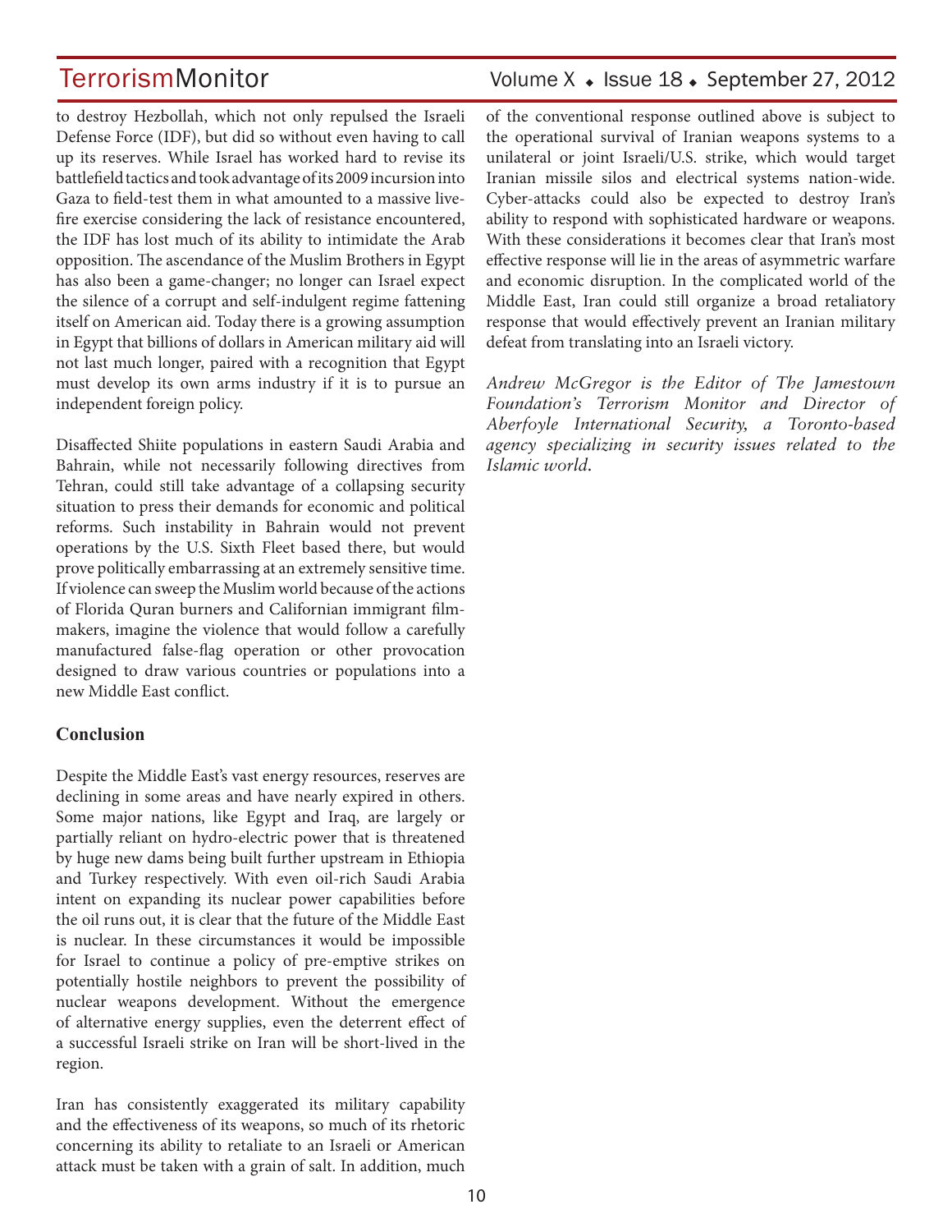to destroy Hezbollah, which not only repulsed the Israeli Defense Force (IDF), but did so without even having to call up its reserves. While Israel has worked hard to revise its battlefield tactics and took advantage of its 2009 incursion into Gaza to field-test them in what amounted to a massive live-fire exercise considering the lack of resistance encountered, the IDF has lost much of its ability to intimidate the Arab opposition. The ascendance of the Muslim Brothers in Egypt has also been a game-changer; no longer can Israel expect the silence of a corrupt and self-indulgent regime fattening itself on American aid. Today there is a growing assumption in Egypt that billions of dollars in American military aid will not last much longer, paired with a recognition that Egypt must develop its own arms industry if it is to pursue an independent foreign policy.

Disaffected Shiite populations in eastern Saudi Arabia and Bahrain, while not necessarily following directives from Tehran, could still take advantage of a collapsing security situation to press their demands for economic and political reforms. Such instability in Bahrain would not prevent operations by the U.S. Sixth Fleet based there, but would prove politically embarrassing at an extremely sensitive time. If violence can sweep the Muslim world because of the actions of Florida Quran burners and Californian immigrant film-makers, imagine the violence that would follow a carefully manufactured false-flag operation or other provocation designed to draw various countries or populations into a new Middle East conflict.

## Conclusion

Despite the Middle East's vast energy resources, reserves are declining in some areas and have nearly expired in others. Some major nations, like Egypt and Iraq, are largely or partially reliant on hydro-electric power that is threatened by huge new dams being built further upstream in Ethiopia and Turkey respectively. With even oil-rich Saudi Arabia intent on expanding its nuclear power capabilities before the oil runs out, it is clear that the future of the Middle East is nuclear. In these circumstances it would be impossible for Israel to continue a policy of pre-emptive strikes on potentially hostile neighbors to prevent the possibility of nuclear weapons development. Without the emergence of alternative energy supplies, even the deterrent effect of a successful Israeli strike on Iran will be short-lived in the region.

Iran has consistently exaggerated its military capability and the effectiveness of its weapons, so much of its rhetoric concerning its ability to retaliate to an Israeli or American attack must be taken with a grain of salt. In addition, much of the conventional response outlined above is subject to the operational survival of Iranian weapons systems to a unilateral or joint Israeli/U.S. strike, which would target Iranian missile silos and electrical systems nation-wide. Cyber-attacks could also be expected to destroy Iran's ability to respond with sophisticated hardware or weapons. With these considerations it becomes clear that Iran's most effective response will lie in the areas of asymmetric warfare and economic disruption. In the complicated world of the Middle East, Iran could still organize a broad retaliatory response that would effectively prevent an Iranian military defeat from translating into an Israeli victory.

*Andrew McGregor is the Editor of The Jamestown Foundation's Terrorism Monitor and Director of Aberfoyle International Security, a Toronto-based agency specializing in security issues related to the Islamic world.*